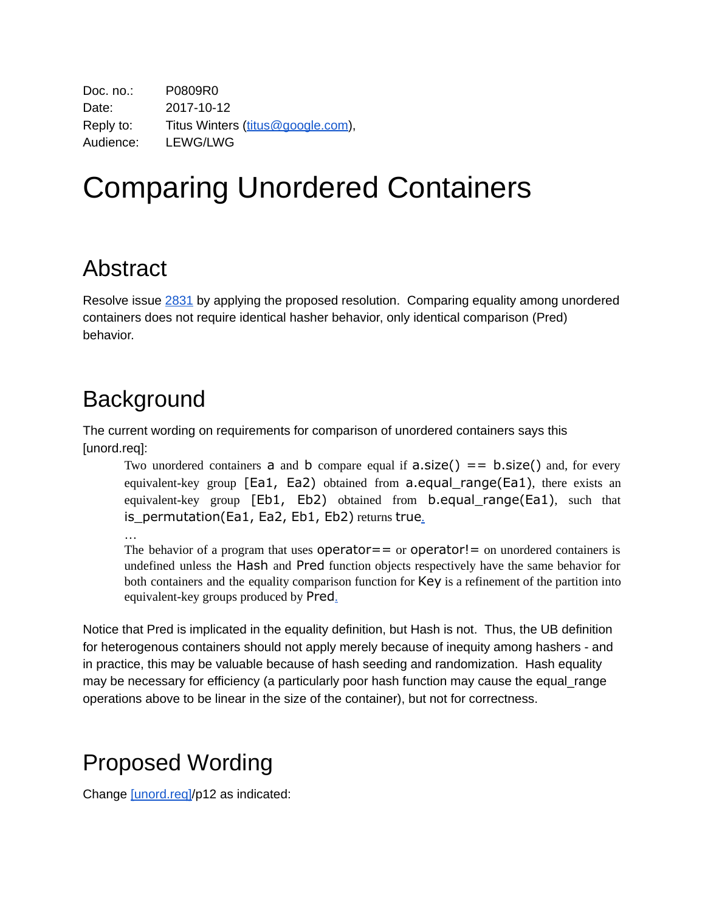Doc. no.: P0809R0
Date: 2017-10-12
Reply to: Titus Winters (titus@google.com),
Audience: LEWG/LWG

# Comparing Unordered Containers

## Abstract

Resolve issue 2831 by applying the proposed resolution. Comparing equality among unordered containers does not require identical hasher behavior, only identical comparison (Pred) behavior.

## Background

The current wording on requirements for comparison of unordered containers says this [unord.req]:

> Two unordered containers `a` and `b` compare equal if `a.size() == b.size()` and, for every equivalent-key group `[Ea1, Ea2)` obtained from `a.equal_range(Ea1)`, there exists an equivalent-key group `[Eb1, Eb2)` obtained from `b.equal_range(Ea1)`, such that `is_permutation(Ea1, Ea2, Eb1, Eb2)` returns `true`.
>
> …
>
> The behavior of a program that uses `operator==` or `operator!=` on unordered containers is undefined unless the `Hash` and `Pred` function objects respectively have the same behavior for both containers and the equality comparison function for `Key` is a refinement of the partition into equivalent-key groups produced by `Pred`.

Notice that Pred is implicated in the equality definition, but Hash is not. Thus, the UB definition for heterogenous containers should not apply merely because of inequity among hashers - and in practice, this may be valuable because of hash seeding and randomization. Hash equality may be necessary for efficiency (a particularly poor hash function may cause the equal_range operations above to be linear in the size of the container), but not for correctness.

## Proposed Wording

Change [unord.req]/p12 as indicated: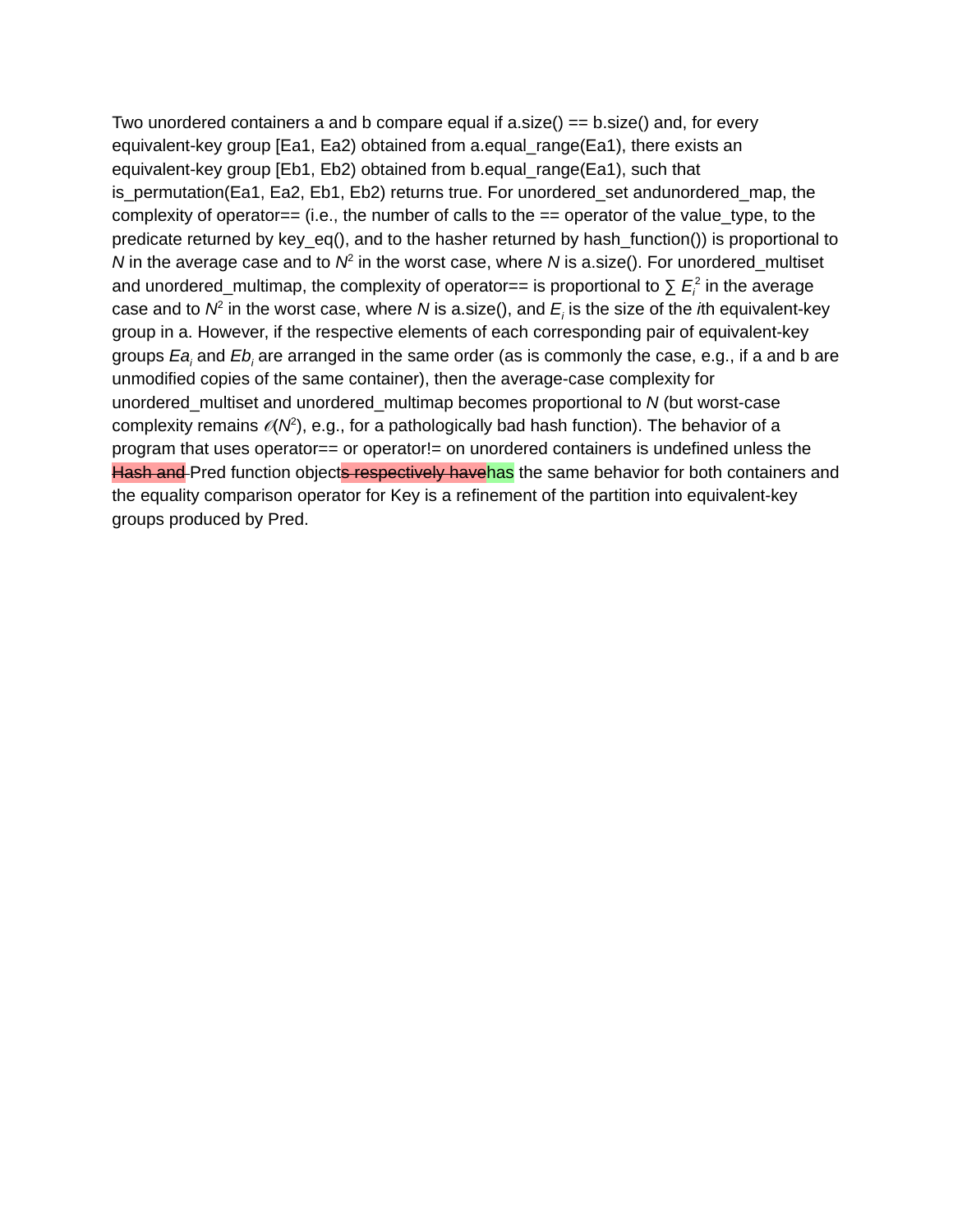Two unordered containers a and b compare equal if a.size() == b.size() and, for every equivalent-key group [Ea1, Ea2) obtained from a.equal_range(Ea1), there exists an equivalent-key group [Eb1, Eb2) obtained from b.equal_range(Ea1), such that is_permutation(Ea1, Ea2, Eb1, Eb2) returns true. For unordered_set andunordered_map, the complexity of operator== (i.e., the number of calls to the == operator of the value_type, to the predicate returned by key_eq(), and to the hasher returned by hash_function()) is proportional to $N$ in the average case and to $N^2$ in the worst case, where $N$ is a.size(). For unordered_multiset and unordered_multimap, the complexity of operator== is proportional to $\sum E_i^2$ in the average case and to $N^2$ in the worst case, where $N$ is a.size(), and $E_i$ is the size of the $i$th equivalent-key group in a. However, if the respective elements of each corresponding pair of equivalent-key groups $Ea_i$ and $Eb_i$ are arranged in the same order (as is commonly the case, e.g., if a and b are unmodified copies of the same container), then the average-case complexity for unordered_multiset and unordered_multimap becomes proportional to $N$ (but worst-case complexity remains $\mathcal{O}(N^2)$, e.g., for a pathologically bad hash function). The behavior of a program that uses operator== or operator!= on unordered containers is undefined unless the ~~Hash and~~ Pred function object~~s respectively have~~has the same behavior for both containers and the equality comparison operator for Key is a refinement of the partition into equivalent-key groups produced by Pred.